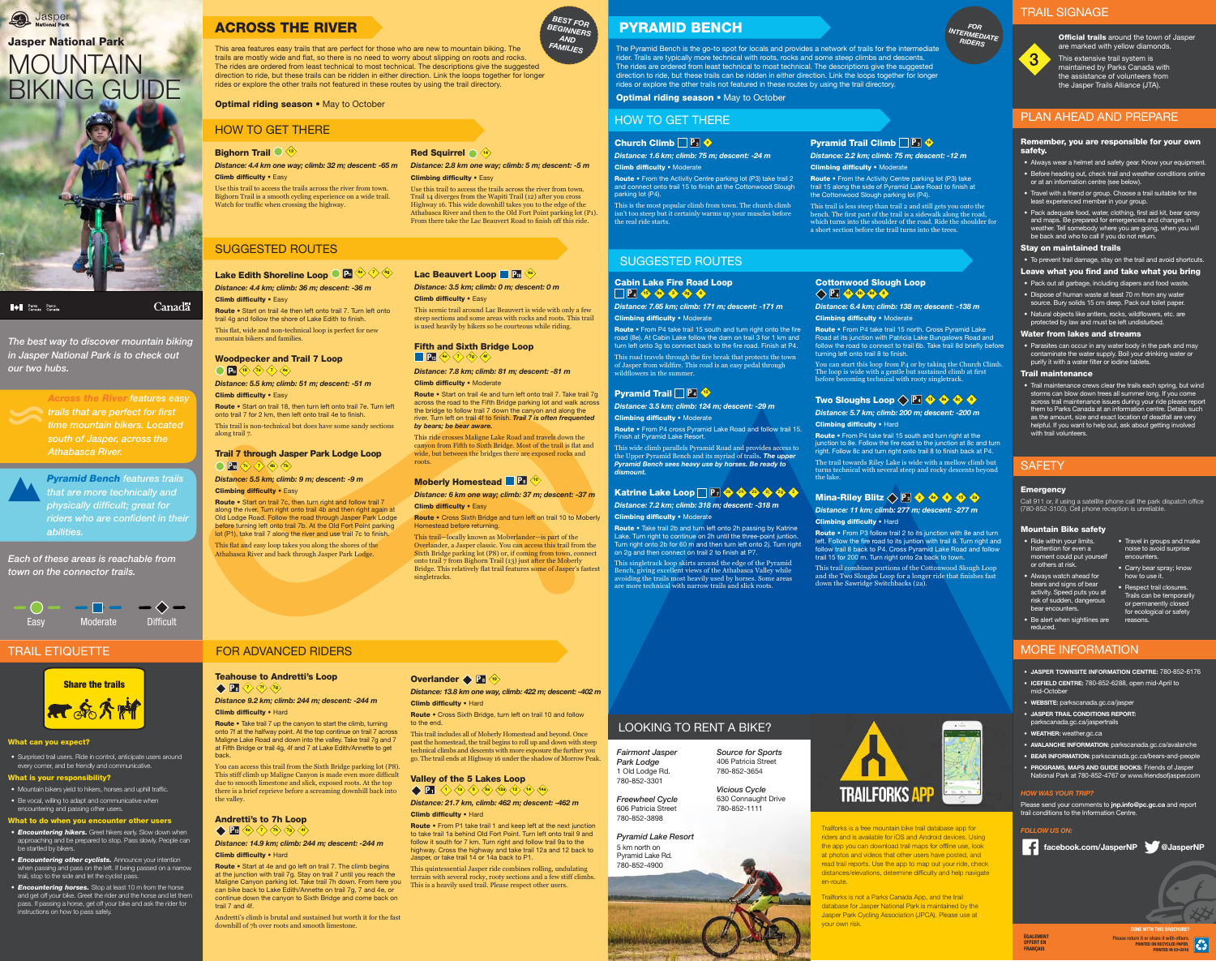Jasper National Park

# MOUNTAIN BIKING GUIDE

Parks Canada

Canada

*The best way to discover mountain biking in Jasper National Park is to check out our two hubs.*

*Across the River features easy trails that are perfect for first time mountain bikers. Located south of Jasper, across the Athabasca River.*

*Pyramid Bench features trails that are more technically and physically difficult; great for riders who are confident in their abilities.*

*Each of these areas is reachable from town on the connector trails.*

Easy — Moderate — Difficult

## TRAIL ETIQUETTE

**Share the trails**

**What can you expect?**

- Surprised trail users. Ride in control, anticipate users around every corner, and be friendly and communicative.

**What is your responsibility?**

- Mountain bikers yield to hikers, horses and uphill traffic.
- Be vocal, willing to adapt and communicative when encountering and passing other users.

**What to do when you encounter other users**

- ***Encountering hikers.*** Greet hikers early. Slow down when approaching and be prepared to stop. Pass slowly. People can be startled by bikers.
- ***Encountering other cyclists.*** Announce your intention when passing and pass on the left. If being passed on a narrow trail, stop to the side and let the cyclist pass.
- ***Encountering horses.*** Stop at least 10 m from the horse and get off your bike. Greet the rider and the horse and let them pass. If passing a horse, get off your bike and ask the rider for instructions on how to pass safely.

## ACROSS THE RIVER

*BEST FOR BEGINNERS AND FAMILIES*

This area features easy trails that are perfect for those who are new to mountain biking. The trails are mostly wide and flat, so there is no need to worry about slipping on roots and rocks. The rides are ordered from least technical to most technical. The descriptions give the suggested direction to ride, but these trails can be ridden in either direction. Link the loops together for longer rides or explore the other trails not featured in these routes by using the trail directory.

**Optimal riding season** • May to October

### HOW TO GET THERE

**Bighorn Trail** (13)

***Distance:** 4.4 km one way; climb: 32 m; descent: -65 m*

**Climb difficulty** • Easy

Use this trail to access the trails across the river from town. Bighorn Trail is a smooth cycling experience on a wide trail. Watch for traffic when crossing the highway.

**Red Squirrel** (14)

***Distance:** 2.8 km one way; climb: 5 m; descent: -5 m*

**Climbing difficulty** • Easy

Use this trail to access the trails across the river from town. Trail 14 diverges from the Wapiti Trail (12) after you cross Highway 16. This wide downhill takes you to the edge of the Athabasca River and then to the Old Fort Point parking lot (P1). From there take the Lac Beauvert Road to finish off this ride.

### SUGGESTED ROUTES

**Lake Edith Shoreline Loop** P1 4h 7 4g

***Distance:** 4.4 km; climb: 36 m; descent: -36 m*

**Climb difficulty** • Easy

**Route** • Start on trail 4e then left onto trail 7. Turn left onto trail 4g and follow the shore of Lake Edith to finish.

This flat, wide and non-technical loop is perfect for new mountain bikers and families.

**Woodpecker and Trail 7 Loop**

P1 18 7e 7 4e

***Distance:** 5.5 km; climb: 51 m; descent: -51 m*

**Climb difficulty** • Easy

**Route** • Start on trail 18, then turn left onto trail 7e. Turn left onto trail 7 for 2 km, then left onto trail 4e to finish.

This trail is non-technical but does have some sandy sections along trail 7.

**Trail 7 through Jasper Park Lodge Loop**

P4 7c 7 4e 7b

***Distance:** 5.5 km; climb: 9 m; descent: -9 m*

**Climbing difficulty** • Easy

**Route** • Start on trail 7c, then turn right and follow trail 7 along the river. Turn left onto trail 4b and then right again at Old Lodge Road. Follow the road through Jasper Park Lodge before turning left onto trail 7b. At the Old Fort Point parking lot (P1), take trail 7 along the river and use trail 7c to finish.

This flat and easy loop takes you along the shores of the Athabasca River and back through Jasper Park Lodge.

**Lac Beauvert Loop** P6 4e

***Distance:** 3.5 km; climb: 0 m; descent: 0 m*

**Climb difficulty** • Easy

This scenic trail around Lac Beauvert is wide with only a few steep sections and some areas with rocks and roots. This trail is used heavily by hikers so be courteous while riding.

**Fifth and Sixth Bridge Loop**

P6 4e 7 7g 4f

***Distance:** 7.8 km; climb: 81 m; descent: -81 m*

**Climb difficulty** • Moderate

**Route** • Start on trail 4e and turn left onto trail 7. Take trail 7g across the road to the Fifth Bridge parking lot and walk across the bridge to follow trail 7 down the canyon and along the river. Turn left on trail 4f to finish. *Trail 7 is often frequented by bears; be bear aware.*

This ride crosses Maligne Lake Road and travels down the canyon from Fifth to Sixth Bridge. Most of the trail is flat and wide, but between the bridges there are exposed rocks and roots.

**Moberly Homestead** P8 10

***Distance:** 6 km one way; climb: 37 m; descent: -37 m*

**Climb difficulty** • Easy

**Route** • Cross Sixth Bridge and turn left on trail 10 to Moberly Homestead before returning.

This trail—locally known as Moberlander—is part of the Overlander, a Jasper classic. You can access this trail from the Sixth Bridge parking lot (P8) or, if coming from town, connect onto trail 7 from Bighorn Trail (13) just after the Moberly Bridge. This relatively flat trail features some of Jasper's fastest singletracks.

### FOR ADVANCED RIDERS

**Teahouse to Andretti's Loop**

P4 7 7f 7g

***Distance 9.2 km; climb: 244 m; descent: -244 m***

**Climb difficulty** • Hard

**Route** • Take trail 7 up the canyon to start the climb, turning onto 7f at the halfway point. At the top continue on trail 7 across Maligne Lake Road and down into the valley. Take trail 7g and 7 at Fifth Bridge or trail 4g, 4f and 7 at Lake Edith/Annette to get back.

You can access this trail from the Sixth Bridge parking lot (P8). This stiff climb up Maligne Canyon is made even more difficult due to smooth limestone and slick, exposed roots. At the top there is a brief reprieve before a screaming downhill back into the valley.

**Andretti's to 7h Loop**

P4 4e 7 7h 7g 4f

***Distance:** 14.9 km; climb: 244 m; descent: -244 m*

**Climb difficulty** • Hard

**Route** • Start at 4e and go left on trail 7. The climb begins at the junction with trail 7g. Stay on trail 7 until you reach the Maligne Canyon parking lot. Take trail 7h down. From here you can bike back to Lake Edith/Annette on trail 7g, 7 and 4e, or continue down the canyon to Sixth Bridge and come back on trail 7 and 4f.

Andretti's climb is brutal and sustained but worth it for the fast downhill of 7h over roots and smooth limestone.

**Overlander** P8 10

***Distance:** 13.8 km one way, climb: 422 m; descent: -402 m*

**Climb difficulty** • Hard

**Route** • Cross Sixth Bridge, turn left on trail 10 and follow to the end.

This trail includes all of Moberly Homestead and beyond. Once past the homestead, the trail begins to roll up and down with steep technical climbs and descents with more exposure the further you go. The trail ends at Highway 16 under the shadow of Morrow Peak.

**Valley of the 5 Lakes Loop**

P1 1 9a 9 12a 12 14 14a

***Distance:** 21.7 km, climb: 462 m; descent: -462 m*

**Climb difficulty** • Hard

**Route** • From P1 take trail 1 and keep left at the next junction to take trail 1a behind Old Fort Point. Turn left onto trail 9 and follow it south for 7 km. Turn right and follow trail 9a to the highway. Cross the highway and take trail 12a and 12 back to Jasper, or take trail 14 or 14a back to P1.

This quintessential Jasper ride combines rolling, undulating terrain with several rocky, rooty sections and a few stiff climbs. This is a heavily used trail. Please respect other users.

## PYRAMID BENCH

*FOR INTERMEDIATE RIDERS*

The Pyramid Bench is the go-to spot for locals and provides a network of trails for the intermediate rider. Trails are typically more technical with roots, rocks and some steep climbs and descents. The rides are ordered from least technical to most technical. The descriptions give the suggested direction to ride, but these trails can be ridden in either direction. Link the loops together for longer rides or explore the other trails not featured in these routes by using the trail directory.

**Optimal riding season** • May to October

### HOW TO GET THERE

**Church Climb** P3 3

***Distance:** 1.6 km; climb: 75 m; descent: -24 m*

**Climb difficulty** • Moderate

**Route** • From the Activity Centre parking lot (P3) take trail 2 and connect onto trail 15 to finish at the Cottonwood Slough parking lot (P4).

This is the most popular climb from town. The church climb isn't too steep but it certainly warms up your muscles before the real ride starts.

**Pyramid Trail Climb** P3 15

***Distance:** 2.2 km; climb: 75 m; descent: -12 m*

**Climbing difficulty** • Moderate

**Route** • From the Activity Centre parking lot (P3) take trail 15 along the side of Pyramid Lake Road to finish at the Cottonwood Slough parking lot (P4).

This trail is less steep than trail 2 and still gets you onto the bench. The first part of the trail is a sidewalk along the road, which turns into the shoulder of the road. Ride the shoulder for a short section before the trail turns into the trees.

### SUGGESTED ROUTES

**Cabin Lake Fire Road Loop**

P4 15 6a 3 3a 6

***Distance:** 7.65 km; climb: 171 m; descent: -171 m*

**Climbing difficulty** • Moderate

**Route** • From P4 take trail 15 south and turn right onto the fire road (6a). At Cabin Lake follow the dam on trail 3 for 1 km and turn left onto 3g to connect back to the fire road. Finish at P4.

This road travels through the fire break that protects the town of Jasper from wildfire. This road is an easy pedal through wildflowers in the summer.

**Pyramid Trail** P4 15

***Distance:** 3.5 km; climb: 124 m; descent: -29 m*

**Climbing difficulty** • Moderate

**Route** • From P4 cross Pyramid Lake Road and follow trail 15. Finish at Pyramid Lake Resort.

This wide climb parallels Pyramid Road and provides access to the Upper Pyramid Bench and its myriad of trails. *The upper Pyramid Bench sees heavy use by horses. Be ready to dismount.*

**Katrine Lake Loop** P7 2 2h 2j 2g 2i 2

***Distance:** 7.2 km; climb: 318 m; descent: -318 m*

**Climbing difficulty** • Moderate

**Route** • Take trail 2b and turn left onto 2h passing by Katrine Lake. Turn right to continue on 2h until the three-point junction. Turn right onto 2b for 60 m and then turn left onto 2j. Turn right on 2g and then connect on trail 2 to finish at P7.

This singletrack loop skirts around the edge of the Pyramid Bench, giving excellent views of the Athabasca Valley while avoiding the trails most heavily used by horses. Some areas are more technical with narrow trails and slick roots.

**Cottonwood Slough Loop**

P4 15 6b 8d 8

***Distance:** 6.4 km; climb: 138 m; descent: -138 m*

**Climbing difficulty** • Moderate

**Route** • From P4 take trail 15 north. Cross Pyramid Lake Road at its junction with Patricia Lake Bungalows Road and follow the road to connect to trail 6b. Take trail 8d briefly before turning left onto trail 8 to finish.

You can start this loop from P4 or by taking the Church Climb. The loop is wide with a gentle but sustained climb at first before becoming technical with rooty singletrack.

**Two Sloughs Loop** P4 15 8e 8c 8

***Distance:** 5.7 km; climb: 200 m; descent: -200 m*

**Climbing difficulty** • Hard

**Route** • From P4 take trail 15 south and turn right at the junction to 8e. Follow the fire road to the junction at 8c and turn right. Follow 8c and turn right onto trail 8 to finish back at P4.

The trail towards Riley Lake is wide with a mellow climb but turns technical with several steep and rocky descents beyond the lake.

**Mina-Riley Blitz** P4 2 8e 8 15 2a

***Distance:** 11 km; climb: 277 m; descent: -277 m*

**Climbing difficulty** • Hard

**Route** • From P3 follow trail 2 to its junction with 8e and turn left. Follow the fire road to its junction with trail 8. Turn right and follow trail 8 back to P4. Cross Pyramid Lake Road and follow trail 15 for 200 m. Turn right onto 2a back to town.

This trail combines portions of the Cottonwood Slough Loop and the Two Sloughs Loop for a longer ride that finishes fast down the Sawridge Switchbacks (2a).

### LOOKING TO RENT A BIKE?

*Fairmont Jasper Park Lodge*
1 Old Lodge Rd.
780-852-3301

*Freewheel Cycle*
606 Patricia Street
780-852-3898

*Pyramid Lake Resort*
5 km north on Pyramid Lake Rd.
780-852-4900

*Source for Sports*
406 Patricia Street
780-852-3654

*Vicious Cycle*
630 Connaught Drive
780-852-1111

**TRAILFORKS APP**

Trailforks is a free mountain bike trail database app for riders and is available for iOS and Android devices. Using the app you can download trail maps for offline use, look at photos and videos that other users have posted, and read trail reports. Use the app to map out your ride, check distances/elevations, determine difficulty and help navigate en-route.

Trailforks is not a Parks Canada App, and the trail database for Jasper National Park is maintained by the Jasper Park Cycling Association (JPCA). Please use at your own risk.

## TRAIL SIGNAGE

**Official trails** around the town of Jasper are marked with yellow diamonds.

This extensive trail system is maintained by Parks Canada with the assistance of volunteers from the Jasper Trails Alliance (JTA).

## PLAN AHEAD AND PREPARE

**Remember, you are responsible for your own safety.**

- Always wear a helmet and gear safety gear. Know your equipment.
- Before heading out, check trail and weather conditions online or at an information centre (see below).
- Travel with a friend or group. Choose a trail suitable for the least experienced member in your group.
- Pack adequate food, water, clothing, first aid kit, bear spray and maps. Be prepared for emergencies and changes in weather. Tell somebody where you are going, when you will be back and who to call if you do not return.

**Stay on maintained trails**

- To prevent trail damage, stay on the trail and avoid shortcuts.

**Leave what you find and take what you bring**

- Pack out all garbage, including diapers and food waste.
- Dispose of human waste at least 70 m from any water source. Bury solids 15 cm deep. Pack out toilet paper.
- Natural objects like antlers, rocks, wildflowers, etc. are protected by law and must be left undisturbed.

**Water from lakes and streams**

- Parasites can occur in any water body in the park and may contaminate the water supply. Boil your drinking water or purify it with a water filter or iodine tablets.

**Trail maintenance**

- Trail maintenance crews clear the trails each spring, but wind storms can blow down trees all summer long. If you come across trail maintenance issues during your ride please report them to Parks Canada at an information centre. Details such as the amount, size and exact location of deadfall are very helpful. If you want to help out, ask about getting involved with trail volunteers.

## SAFETY

**Emergency**

Call 911 or, if using a satellite phone call the park dispatch office (780-852-3100). Cell phone reception is unreliable.

**Mountain Bike safety**

- Ride within your limits. Inattention for even a moment could put yourself or others at risk.
- Always watch ahead for bears and signs of bear activity. Speed puts you at risk of sudden, dangerous bear encounters.
- Be alert when sightlines are reduced.
- Travel in groups and make noise to avoid surprise encounters.
- Carry bear spray; know how to use it.
- Respect trail closures. Trails can be temporarily or permanently closed for ecological or safety reasons.

## MORE INFORMATION

- **JASPER TOWNSITE INFORMATION CENTRE:** 780-852-6176
- **ICEFIELD CENTRE:** 780-852-6288, open mid-April to mid-October
- **WEBSITE:** parkscanada.gc.ca/jasper
- **JASPER TRAIL CONDITIONS REPORT:** parkscanada.gc.ca/jaspertrails
- **WEATHER:** weather.gc.ca
- **AVALANCHE INFORMATION:** parkscanada.gc.ca/avalanche
- **BEAR INFORMATION:** parkscanada.gc.ca/bears-and-people
- **PROGRAMS, MAPS AND GUIDE BOOKS:** Friends of Jasper National Park at 780-852-4767 or www.friendsofjasper.com

*HOW WAS YOUR TRIP?*

Please send your comments to **jnp.info@pc.gc.ca** and report trail conditions to the Information Centre.

*FOLLOW US ON:*

facebook.com/JasperNP @JasperNP

ÉGALEMENT OFFERT EN FRANÇAIS

DONE WITH THIS BROCHURE? Please return it or share it with others. PRINTED ON RECYCLED PAPER. PRINTED IN 03-2018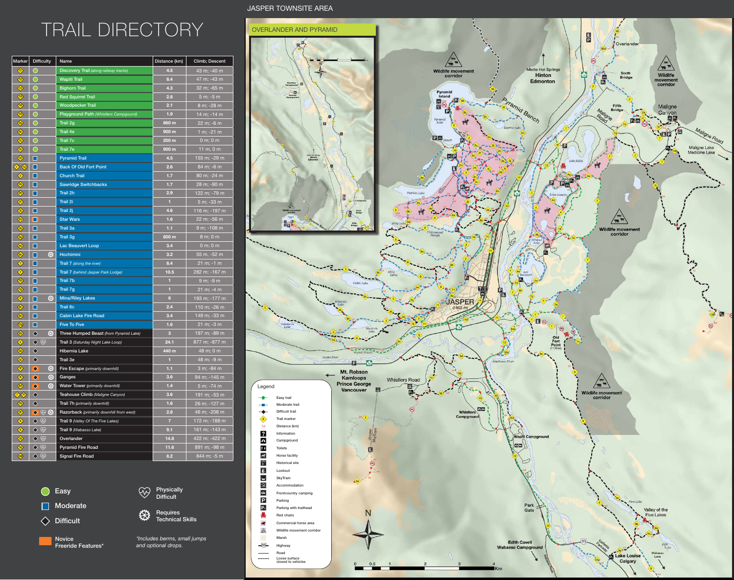# TRAIL DIRECTORY

| Marker | Difficulty | Name | Distance (km) | Climb; Descent |
|---|---|---|---|---|
| 1 | Easy | Discovery Trail *(along railway tracks)* | 4.5 | 43 m; -40 m |
| 1 | Easy | Wapiti Trail | 8.4 | 47 m; -43 m |
| 1 | Easy | Bighorn Trail | 4.3 | 32 m; -65 m |
| 1 | Easy | Red Squirrel Trail | 2.8 | 5 m; -5 m |
| 1 | Easy | Woodpecker Trail | 2.1 | 8 m; -28 m |
| 1 | Easy | Playground Path *(Whistlers Campground)* | 1.9 | 14 m; -14 m |
| 2g | Easy | Trail 2g | 860 m | 22 m; -6 m |
| 4e | Easy | Trail 4e | 900 m | 1 m; -21 m |
| 7c | Easy | Trail 7c | 200 m | 0 m; 0 m |
| 7e | Easy | Trail 7e | 900 m | 11 m, 0 m |
| 1 | Moderate | Pyramid Trail | 4.5 | 155 m; -29 m |
| 1 | Moderate | Back Of Old Fort Point | 2.6 | 84 m; -6 m |
| 2 | Moderate | Church Trail | 1.7 | 80 m; -24 m |
| 2 | Moderate | Sawridge Switchbacks | 1.7 | 28 m; -90 m |
| 2h | Moderate | Trail 2h | 2.9 | 122 m; -79 m |
| 2i | Moderate | Trail 2i | 1 | 5 m; -33 m |
| 2j | Moderate | Trail 2j | 4.6 | 116 m; -197 m |
| 2 | Moderate, Novice Freeride Features | Star Wars | 1.6 | 22 m; -56 m |
| 3a | Moderate | Trail 3a | 1.1 | 9 m; -108 m |
| 3g | Moderate | Trail 3g | 800 m | 8 m; 0 m |
| 4 | Moderate | Lac Beauvert Loop | 3.4 | 0 m; 0 m |
| 5 | Moderate, Requires Technical Skills | Hochimini | 3.2 | 55 m, -52 m |
| 7 | Moderate | Trail 7 *(along the river)* | 8.4 | 21 m; -1 m |
| 7 | Moderate | Trail 7 *(behind Jasper Park Lodge)* | 10.5 | 282 m; -167 m |
| 7b | Moderate | Trail 7b | 1 | 9 m; -9 m |
| 7g | Moderate | Trail 7g | 1 | 21 m; -4 m |
| 8 | Moderate, Requires Technical Skills | Mina/Riley Lakes | 6 | 193 m; -177 m |
| 8c | Moderate | Trail 8c | 2.4 | 110 m; -26 m |
| 9 | Moderate | Cabin Lake Fire Road | 3.4 | 149 m; -33 m |
| 2 | Moderate | Five To Five | 1.6 | 21 m; -3 m |
| 2 | Difficult, Requires Technical Skills | Three Humped Beast *(from Pyramid Lake)* | 3 | 197 m; -89 m |
| 3 | Difficult, Physically Difficult | Trail 3 *(Saturday Night Lake Loop)* | 24.1 | 877 m; -877 m |
| 3 | Difficult | Hibernia Lake | 440 m | 48 m; 0 m |
| 3e | Difficult | Trail 3e | 1 | 48 m; -9 m |
| 2 | Difficult, Novice Freeride Features, Requires Technical Skills | Fire Escape *(primarily downhill)* | 1.1 | 3 m; -84 m |
| 2 | Difficult, Novice Freeride Features, Requires Technical Skills | Ganges | 3.6 | 94 m; -145 m |
| 2 | Difficult, Novice Freeride Features, Requires Technical Skills | Water Tower *(primarily downhill)* | 1.4 | 5 m; -74 m |
| 7, 11 | Difficult | Teahouse Climb *(Maligne Canyon)* | 3.6 | 191 m; -53 m |
| 7h | Difficult | Trail 7h *(primarily downhill)* | 1.6 | 26 m; -127 m |
| 9 | Difficult, Novice Freeride Features, Physically Difficult, Requires Technical Skills | Razorback *(primarily downhill from west)* | 2.8 | 46 m; -208 m |
| 9 | Difficult, Physically Difficult | Trail 9 *(Valley Of The Five Lakes)* | 7 | 172 m; -188 m |
| 9 | Difficult, Physically Difficult | Trail 9 *(Wabasso Lake)* | 9.1 | 161 m; -143 m |
| 10 | Difficult, Physically Difficult | Overlander | 14.8 | 422 m; -422 m |
| 10 | Difficult, Physically Difficult | Pyramid Fire Road | 11.6 | 891 m; -98 m |
| 10a | Difficult, Physically Difficult | Signal Fire Road | 8.2 | 844 m; -5 m |

Easy

Moderate

Difficult

Novice Freeride Features*

Physically Difficult

Requires Technical Skills

*Includes berms, small jumps and optional drops.

## JASPER TOWNSITE AREA

### OVERLANDER AND PYRAMID

Wildlife movement corridor

Miette Hot Springs
Hinton
Edmonton

Pyramid Island

Pyramid Lake

Pyramid Bench

Patricia Lake

Riley Lake

Cottonwood Slough

Mina Lakes

Cabin Lake

Hibernia Lake

Caledonia Lake

Marjorie Lake

JASPER (1062 m)

Wynd Road

Miette River

Mt. Robson
Kamloops
Prince George
Vancouver

Whistlers Road

Whistlers Campground

Wapiti Campground

Jasper SkyTram

Park Gate

Edith Cavell
Wabasso Campground

Lake Louise
Calgary

Valley of the Five Lakes

First Lake

Fifth Lake

Wabasso Lake

Icefields Parkway

Athabasca River

Old Fort Point (1170 m)

Lac Beauvert

Lake Annette

Lake Edith

Mildred Lake

Overlander

Sixth Bridge

Fifth Bridge

Maligne Road

Maligne Canyon

Maligne Lake
Medicine Lake

Wildlife movement corridor

Legend
- Easy trail
- Moderate trail
- Difficult trail
- Trail marker
- Distance (km)
- Information
- Campground
- Toilets
- Horse facility
- Historical site
- Lookout
- SkyTram
- Accommodation
- Frontcountry camping
- Parking
- Parking with trailhead
- Red chairs
- Commercial horse area
- Wildlife movement corridor
- Marsh
- Highway
- Road
- Loose surface closed to vehicles

N

0 0.5 1 2 3 4 Km